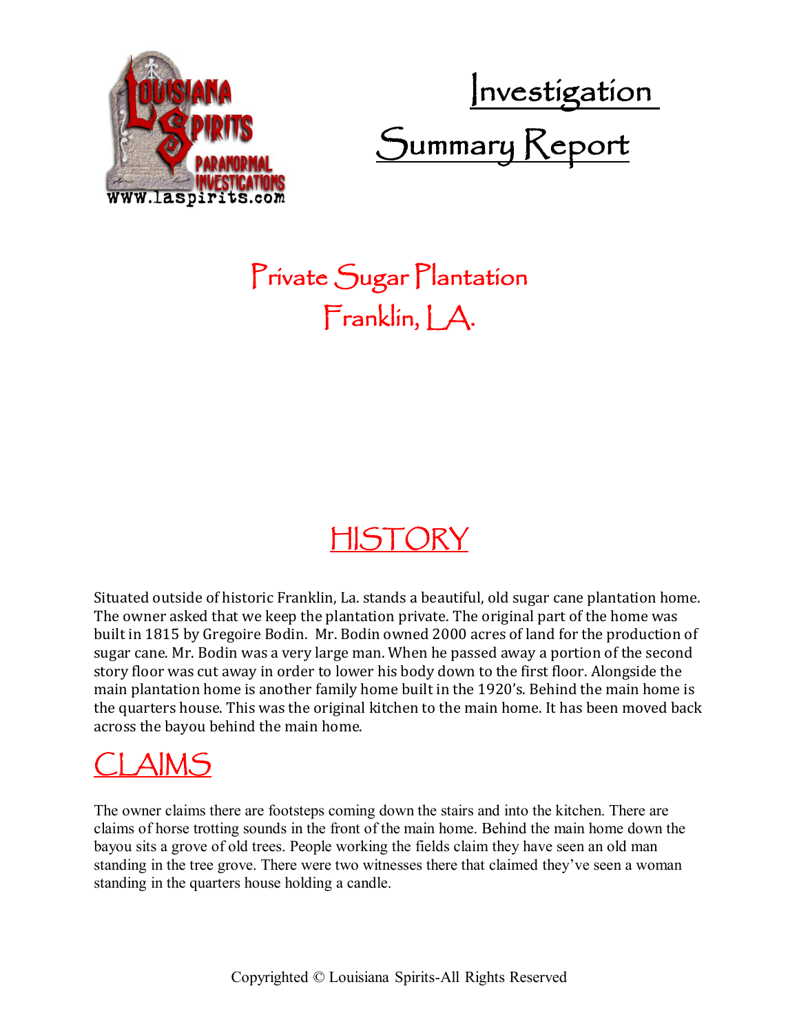# Investigation Summary Report

## Private Sugar Plantation
## Franklin, LA.

## HISTORY

Situated outside of historic Franklin, La. stands a beautiful, old sugar cane plantation home. The owner asked that we keep the plantation private. The original part of the home was built in 1815 by Gregoire Bodin. Mr. Bodin owned 2000 acres of land for the production of sugar cane. Mr. Bodin was a very large man. When he passed away a portion of the second story floor was cut away in order to lower his body down to the first floor. Alongside the main plantation home is another family home built in the 1920's. Behind the main home is the quarters house. This was the original kitchen to the main home. It has been moved back across the bayou behind the main home.

## CLAIMS

The owner claims there are footsteps coming down the stairs and into the kitchen. There are claims of horse trotting sounds in the front of the main home. Behind the main home down the bayou sits a grove of old trees. People working the fields claim they have seen an old man standing in the tree grove. There were two witnesses there that claimed they've seen a woman standing in the quarters house holding a candle.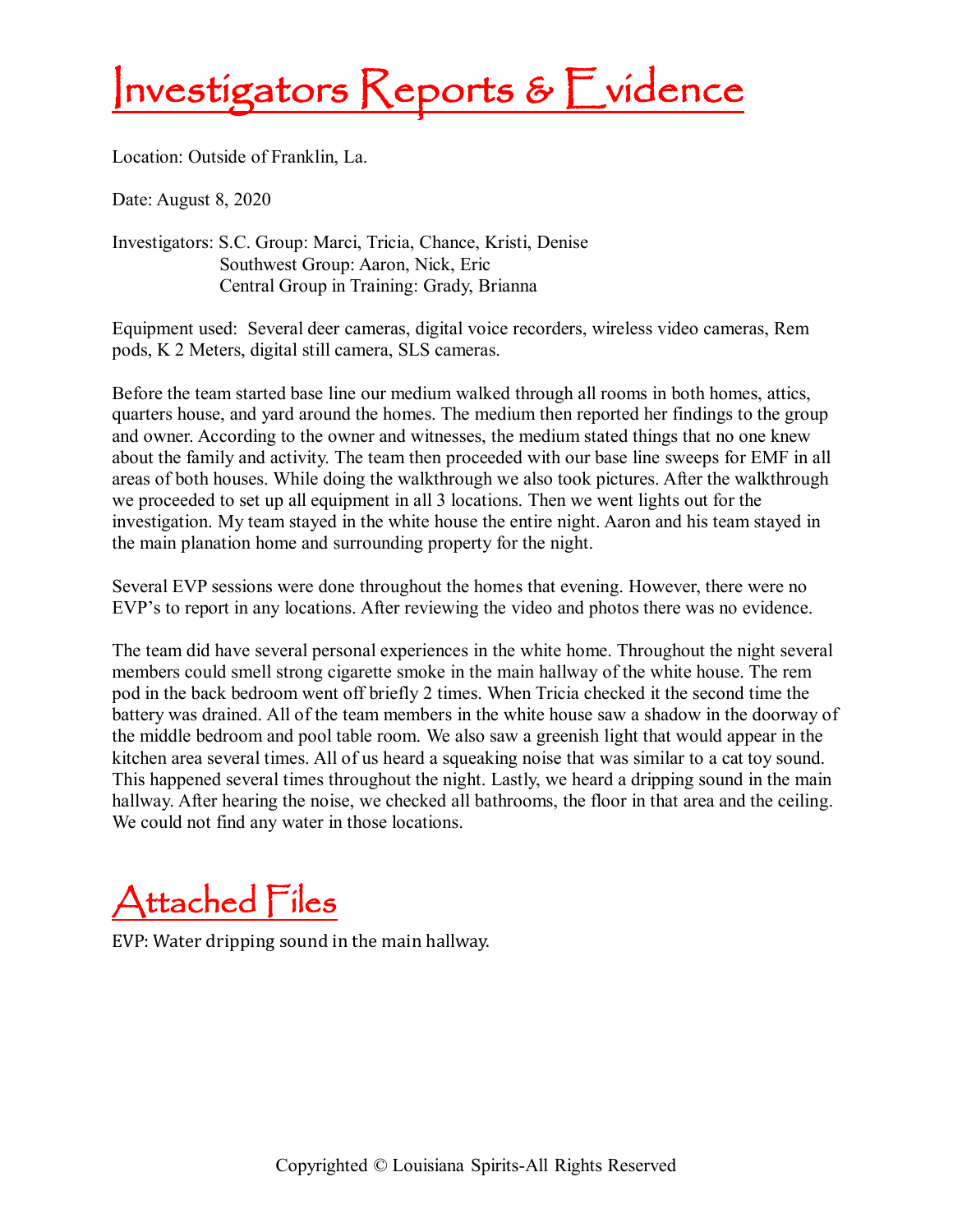# Investigators Reports & Evidence

Location: Outside of Franklin, La.

Date: August 8, 2020

Investigators: S.C. Group: Marci, Tricia, Chance, Kristi, Denise
Southwest Group: Aaron, Nick, Eric
Central Group in Training: Grady, Brianna

Equipment used: Several deer cameras, digital voice recorders, wireless video cameras, Rem pods, K 2 Meters, digital still camera, SLS cameras.

Before the team started base line our medium walked through all rooms in both homes, attics, quarters house, and yard around the homes. The medium then reported her findings to the group and owner. According to the owner and witnesses, the medium stated things that no one knew about the family and activity. The team then proceeded with our base line sweeps for EMF in all areas of both houses. While doing the walkthrough we also took pictures. After the walkthrough we proceeded to set up all equipment in all 3 locations. Then we went lights out for the investigation. My team stayed in the white house the entire night. Aaron and his team stayed in the main planation home and surrounding property for the night.

Several EVP sessions were done throughout the homes that evening. However, there were no EVP's to report in any locations. After reviewing the video and photos there was no evidence.

The team did have several personal experiences in the white home. Throughout the night several members could smell strong cigarette smoke in the main hallway of the white house. The rem pod in the back bedroom went off briefly 2 times. When Tricia checked it the second time the battery was drained. All of the team members in the white house saw a shadow in the doorway of the middle bedroom and pool table room. We also saw a greenish light that would appear in the kitchen area several times. All of us heard a squeaking noise that was similar to a cat toy sound. This happened several times throughout the night. Lastly, we heard a dripping sound in the main hallway. After hearing the noise, we checked all bathrooms, the floor in that area and the ceiling. We could not find any water in those locations.

# Attached Files

EVP: Water dripping sound in the main hallway.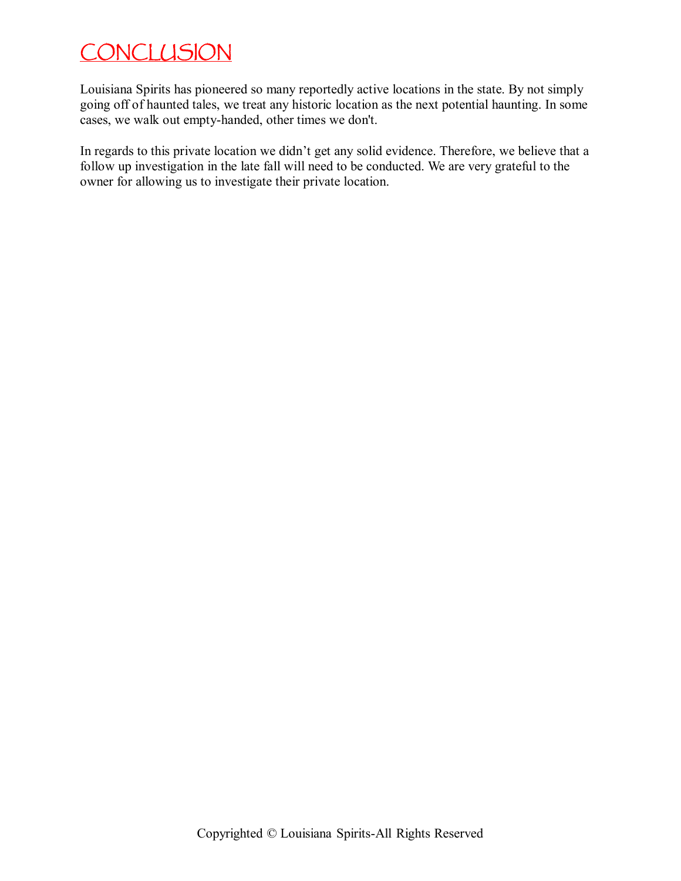# CONCLUSION

Louisiana Spirits has pioneered so many reportedly active locations in the state. By not simply going off of haunted tales, we treat any historic location as the next potential haunting. In some cases, we walk out empty-handed, other times we don't.

In regards to this private location we didn't get any solid evidence. Therefore, we believe that a follow up investigation in the late fall will need to be conducted. We are very grateful to the owner for allowing us to investigate their private location.

Copyrighted © Louisiana Spirits-All Rights Reserved